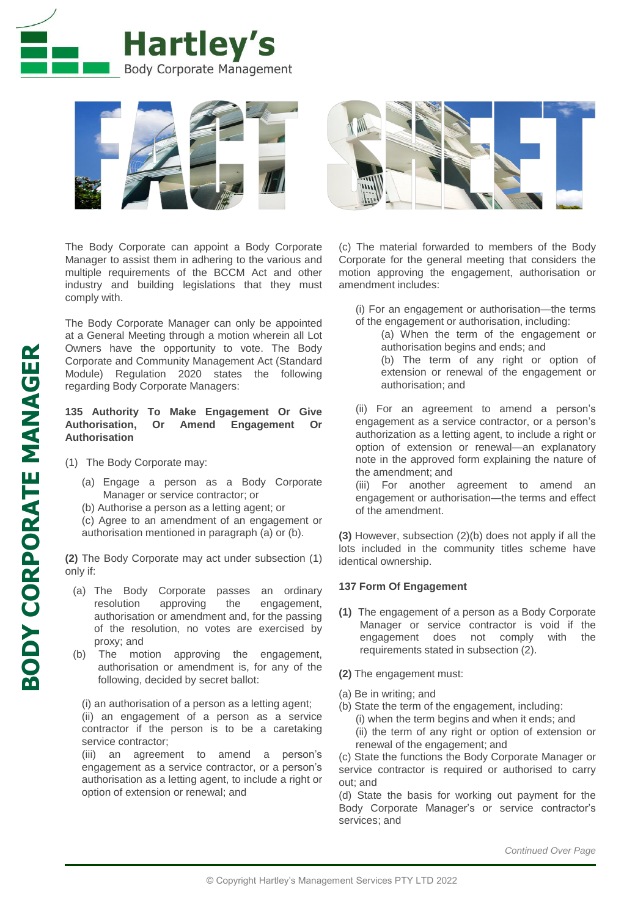# Hartley's
Body Corporate Management

# FACT SHEET

## BODY CORPORATE MANAGER

The Body Corporate can appoint a Body Corporate Manager to assist them in adhering to the various and multiple requirements of the BCCM Act and other industry and building legislations that they must comply with.

The Body Corporate Manager can only be appointed at a General Meeting through a motion wherein all Lot Owners have the opportunity to vote. The Body Corporate and Community Management Act (Standard Module) Regulation 2020 states the following regarding Body Corporate Managers:

### 135 Authority To Make Engagement Or Give Authorisation, Or Amend Engagement Or Authorisation

(1) The Body Corporate may:

(a) Engage a person as a Body Corporate Manager or service contractor; or
(b) Authorise a person as a letting agent; or
(c) Agree to an amendment of an engagement or authorisation mentioned in paragraph (a) or (b).

**(2)** The Body Corporate may act under subsection (1) only if:

(a) The Body Corporate passes an ordinary resolution approving the engagement, authorisation or amendment and, for the passing of the resolution, no votes are exercised by proxy; and
(b) The motion approving the engagement, authorisation or amendment is, for any of the following, decided by secret ballot:

(i) an authorisation of a person as a letting agent;
(ii) an engagement of a person as a service contractor if the person is to be a caretaking service contractor;
(iii) an agreement to amend a person's engagement as a service contractor, or a person's authorisation as a letting agent, to include a right or option of extension or renewal; and

(c) The material forwarded to members of the Body Corporate for the general meeting that considers the motion approving the engagement, authorisation or amendment includes:

(i) For an engagement or authorisation—the terms of the engagement or authorisation, including:
(a) When the term of the engagement or authorisation begins and ends; and
(b) The term of any right or option of extension or renewal of the engagement or authorisation; and

(ii) For an agreement to amend a person's engagement as a service contractor, or a person's authorization as a letting agent, to include a right or option of extension or renewal—an explanatory note in the approved form explaining the nature of the amendment; and
(iii) For another agreement to amend an engagement or authorisation—the terms and effect of the amendment.

**(3)** However, subsection (2)(b) does not apply if all the lots included in the community titles scheme have identical ownership.

### 137 Form Of Engagement

**(1)** The engagement of a person as a Body Corporate Manager or service contractor is void if the engagement does not comply with the requirements stated in subsection (2).

**(2)** The engagement must:

(a) Be in writing; and
(b) State the term of the engagement, including:
(i) when the term begins and when it ends; and
(ii) the term of any right or option of extension or renewal of the engagement; and
(c) State the functions the Body Corporate Manager or service contractor is required or authorised to carry out; and
(d) State the basis for working out payment for the Body Corporate Manager's or service contractor's services; and

*Continued Over Page*

© Copyright Hartley's Management Services PTY LTD 2022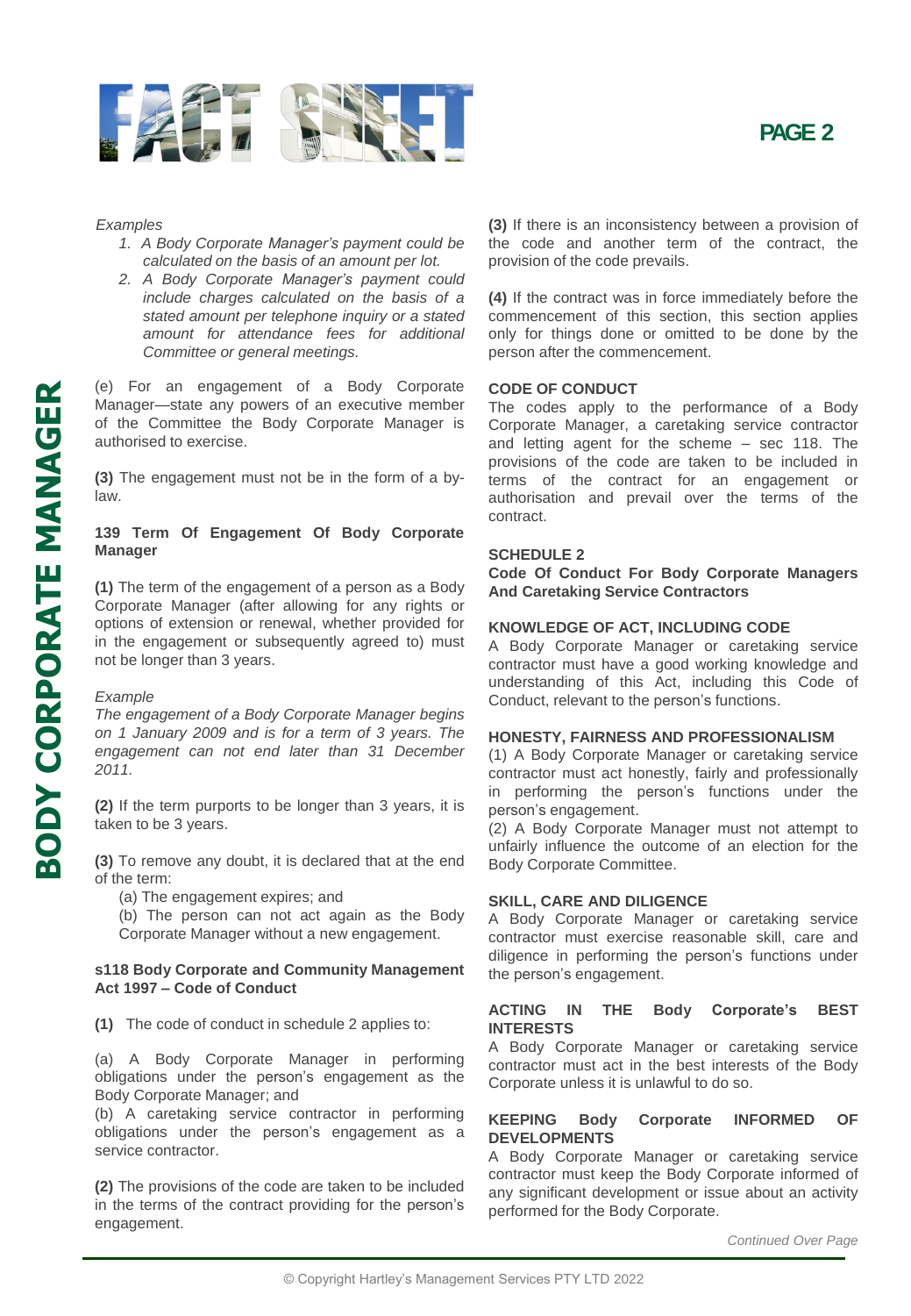*Examples*

1. *A Body Corporate Manager's payment could be calculated on the basis of an amount per lot.*
2. *A Body Corporate Manager's payment could include charges calculated on the basis of a stated amount per telephone inquiry or a stated amount for attendance fees for additional Committee or general meetings.*

(e) For an engagement of a Body Corporate Manager—state any powers of an executive member of the Committee the Body Corporate Manager is authorised to exercise.

**(3)** The engagement must not be in the form of a by-law.

### 139 Term Of Engagement Of Body Corporate Manager

**(1)** The term of the engagement of a person as a Body Corporate Manager (after allowing for any rights or options of extension or renewal, whether provided for in the engagement or subsequently agreed to) must not be longer than 3 years.

*Example*
*The engagement of a Body Corporate Manager begins on 1 January 2009 and is for a term of 3 years. The engagement can not end later than 31 December 2011.*

**(2)** If the term purports to be longer than 3 years, it is taken to be 3 years.

**(3)** To remove any doubt, it is declared that at the end of the term:

(a) The engagement expires; and
(b) The person can not act again as the Body Corporate Manager without a new engagement.

### s118 Body Corporate and Community Management Act 1997 – Code of Conduct

**(1)** The code of conduct in schedule 2 applies to:

(a) A Body Corporate Manager in performing obligations under the person's engagement as the Body Corporate Manager; and
(b) A caretaking service contractor in performing obligations under the person's engagement as a service contractor.

**(2)** The provisions of the code are taken to be included in the terms of the contract providing for the person's engagement.

**(3)** If there is an inconsistency between a provision of the code and another term of the contract, the provision of the code prevails.

**(4)** If the contract was in force immediately before the commencement of this section, this section applies only for things done or omitted to be done by the person after the commencement.

### CODE OF CONDUCT

The codes apply to the performance of a Body Corporate Manager, a caretaking service contractor and letting agent for the scheme – sec 118. The provisions of the code are taken to be included in terms of the contract for an engagement or authorisation and prevail over the terms of the contract.

### SCHEDULE 2

**Code Of Conduct For Body Corporate Managers And Caretaking Service Contractors**

### KNOWLEDGE OF ACT, INCLUDING CODE

A Body Corporate Manager or caretaking service contractor must have a good working knowledge and understanding of this Act, including this Code of Conduct, relevant to the person's functions.

### HONESTY, FAIRNESS AND PROFESSIONALISM

(1) A Body Corporate Manager or caretaking service contractor must act honestly, fairly and professionally in performing the person's functions under the person's engagement.
(2) A Body Corporate Manager must not attempt to unfairly influence the outcome of an election for the Body Corporate Committee.

### SKILL, CARE AND DILIGENCE

A Body Corporate Manager or caretaking service contractor must exercise reasonable skill, care and diligence in performing the person's functions under the person's engagement.

### ACTING IN THE Body Corporate's BEST INTERESTS

A Body Corporate Manager or caretaking service contractor must act in the best interests of the Body Corporate unless it is unlawful to do so.

### KEEPING Body Corporate INFORMED OF DEVELOPMENTS

A Body Corporate Manager or caretaking service contractor must keep the Body Corporate informed of any significant development or issue about an activity performed for the Body Corporate.

*Continued Over Page*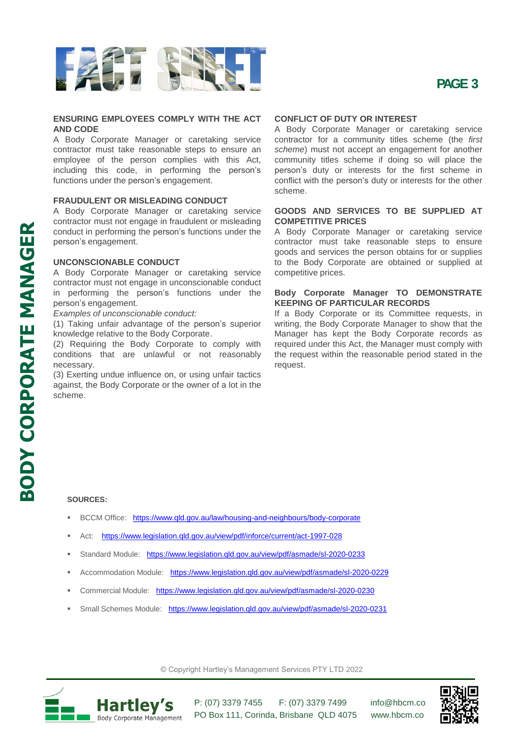## ENSURING EMPLOYEES COMPLY WITH THE ACT AND CODE

A Body Corporate Manager or caretaking service contractor must take reasonable steps to ensure an employee of the person complies with this Act, including this code, in performing the person's functions under the person's engagement.

## FRAUDULENT OR MISLEADING CONDUCT

A Body Corporate Manager or caretaking service contractor must not engage in fraudulent or misleading conduct in performing the person's functions under the person's engagement.

## UNCONSCIONABLE CONDUCT

A Body Corporate Manager or caretaking service contractor must not engage in unconscionable conduct in performing the person's functions under the person's engagement.

*Examples of unconscionable conduct:*

(1) Taking unfair advantage of the person's superior knowledge relative to the Body Corporate.

(2) Requiring the Body Corporate to comply with conditions that are unlawful or not reasonably necessary.

(3) Exerting undue influence on, or using unfair tactics against, the Body Corporate or the owner of a lot in the scheme.

## CONFLICT OF DUTY OR INTEREST

A Body Corporate Manager or caretaking service contractor for a community titles scheme (the *first scheme*) must not accept an engagement for another community titles scheme if doing so will place the person's duty or interests for the first scheme in conflict with the person's duty or interests for the other scheme.

## GOODS AND SERVICES TO BE SUPPLIED AT COMPETITIVE PRICES

A Body Corporate Manager or caretaking service contractor must take reasonable steps to ensure goods and services the person obtains for or supplies to the Body Corporate are obtained or supplied at competitive prices.

## Body Corporate Manager TO DEMONSTRATE KEEPING OF PARTICULAR RECORDS

If a Body Corporate or its Committee requests, in writing, the Body Corporate Manager to show that the Manager has kept the Body Corporate records as required under this Act, the Manager must comply with the request within the reasonable period stated in the request.

**SOURCES:**

- BCCM Office: https://www.qld.gov.au/law/housing-and-neighbours/body-corporate
- Act: https://www.legislation.qld.gov.au/view/pdf/inforce/current/act-1997-028
- Standard Module: https://www.legislation.qld.gov.au/view/pdf/asmade/sl-2020-0233
- Accommodation Module: https://www.legislation.qld.gov.au/view/pdf/asmade/sl-2020-0229
- Commercial Module: https://www.legislation.qld.gov.au/view/pdf/asmade/sl-2020-0230
- Small Schemes Module: https://www.legislation.qld.gov.au/view/pdf/asmade/sl-2020-0231

© Copyright Hartley's Management Services PTY LTD 2022

Hartley's Body Corporate Management

P: (07) 3379 7455 F: (07) 3379 7499 info@hbcm.co

PO Box 111, Corinda, Brisbane QLD 4075 www.hbcm.co